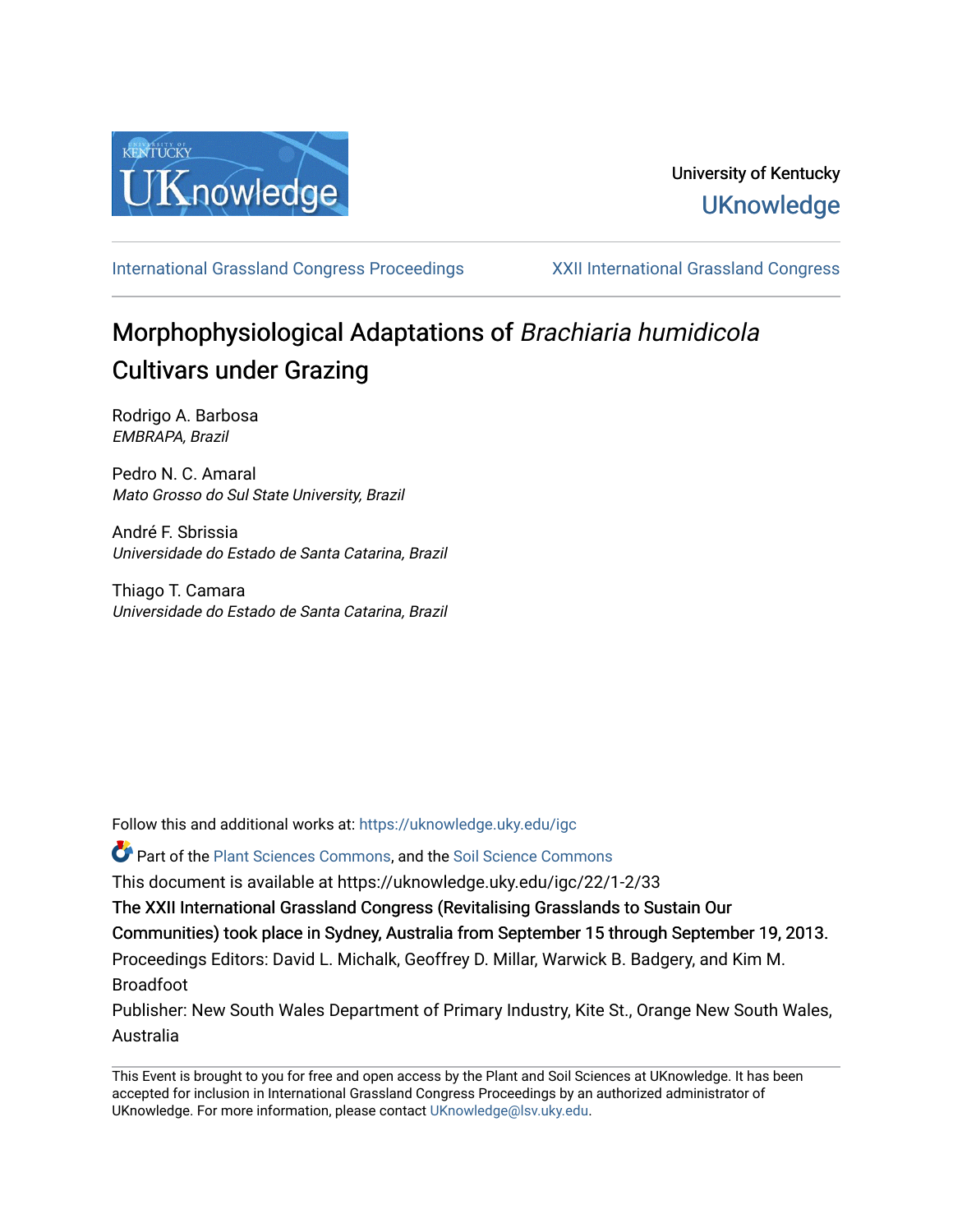University of Kentucky

UKnowledge

International Grassland Congress Proceedings

XXII International Grassland Congress

# Morphophysiological Adaptations of *Brachiaria humidicola* Cultivars under Grazing

Rodrigo A. Barbosa
*EMBRAPA, Brazil*

Pedro N. C. Amaral
*Mato Grosso do Sul State University, Brazil*

André F. Sbrissia
*Universidade do Estado de Santa Catarina, Brazil*

Thiago T. Camara
*Universidade do Estado de Santa Catarina, Brazil*

Follow this and additional works at: https://uknowledge.uky.edu/igc

Part of the Plant Sciences Commons, and the Soil Science Commons

This document is available at https://uknowledge.uky.edu/igc/22/1-2/33

The XXII International Grassland Congress (Revitalising Grasslands to Sustain Our Communities) took place in Sydney, Australia from September 15 through September 19, 2013.

Proceedings Editors: David L. Michalk, Geoffrey D. Millar, Warwick B. Badgery, and Kim M. Broadfoot

Publisher: New South Wales Department of Primary Industry, Kite St., Orange New South Wales, Australia

This Event is brought to you for free and open access by the Plant and Soil Sciences at UKnowledge. It has been accepted for inclusion in International Grassland Congress Proceedings by an authorized administrator of UKnowledge. For more information, please contact UKnowledge@lsv.uky.edu.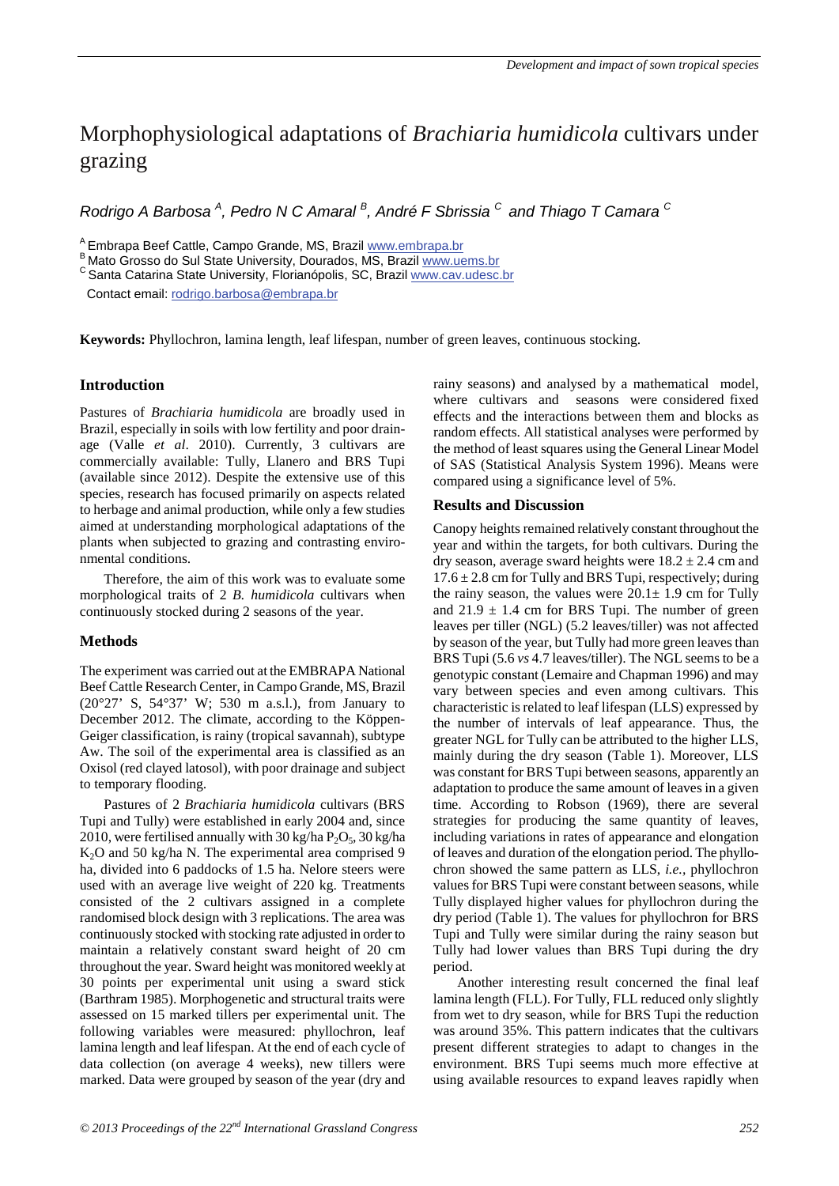# Morphophysiological adaptations of *Brachiaria humidicola* cultivars under grazing

*Rodrigo A Barbosa* [A], *Pedro N C Amaral* [B], *André F Sbrissia* [C] *and Thiago T Camara* [C]

[A] Embrapa Beef Cattle, Campo Grande, MS, Brazil www.embrapa.br
[B] Mato Grosso do Sul State University, Dourados, MS, Brazil www.uems.br
[C] Santa Catarina State University, Florianópolis, SC, Brazil www.cav.udesc.br
Contact email: rodrigo.barbosa@embrapa.br

**Keywords:** Phyllochron, lamina length, leaf lifespan, number of green leaves, continuous stocking.

## Introduction

Pastures of *Brachiaria humidicola* are broadly used in Brazil, especially in soils with low fertility and poor drainage (Valle *et al*. 2010). Currently, 3 cultivars are commercially available: Tully, Llanero and BRS Tupi (available since 2012). Despite the extensive use of this species, research has focused primarily on aspects related to herbage and animal production, while only a few studies aimed at understanding morphological adaptations of the plants when subjected to grazing and contrasting environmental conditions.

Therefore, the aim of this work was to evaluate some morphological traits of 2 *B. humidicola* cultivars when continuously stocked during 2 seasons of the year.

## Methods

The experiment was carried out at the EMBRAPA National Beef Cattle Research Center, in Campo Grande, MS, Brazil (20°27' S, 54°37' W; 530 m a.s.l.), from January to December 2012. The climate, according to the Köppen-Geiger classification, is rainy (tropical savannah), subtype Aw. The soil of the experimental area is classified as an Oxisol (red clayed latosol), with poor drainage and subject to temporary flooding.

Pastures of 2 *Brachiaria humidicola* cultivars (BRS Tupi and Tully) were established in early 2004 and, since 2010, were fertilised annually with 30 kg/ha $P_2O_5$, 30 kg/ha $K_2O$ and 50 kg/ha N. The experimental area comprised 9 ha, divided into 6 paddocks of 1.5 ha. Nelore steers were used with an average live weight of 220 kg. Treatments consisted of the 2 cultivars assigned in a complete randomised block design with 3 replications. The area was continuously stocked with stocking rate adjusted in order to maintain a relatively constant sward height of 20 cm throughout the year. Sward height was monitored weekly at 30 points per experimental unit using a sward stick (Barthram 1985). Morphogenetic and structural traits were assessed on 15 marked tillers per experimental unit. The following variables were measured: phyllochron, leaf lamina length and leaf lifespan. At the end of each cycle of data collection (on average 4 weeks), new tillers were marked. Data were grouped by season of the year (dry and rainy seasons) and analysed by a mathematical model, where cultivars and seasons were considered fixed effects and the interactions between them and blocks as random effects. All statistical analyses were performed by the method of least squares using the General Linear Model of SAS (Statistical Analysis System 1996). Means were compared using a significance level of 5%.

## Results and Discussion

Canopy heights remained relatively constant throughout the year and within the targets, for both cultivars. During the dry season, average sward heights were $18.2 \pm 2.4$ cm and $17.6 \pm 2.8$ cm for Tully and BRS Tupi, respectively; during the rainy season, the values were $20.1 \pm 1.9$ cm for Tully and $21.9 \pm 1.4$ cm for BRS Tupi. The number of green leaves per tiller (NGL) (5.2 leaves/tiller) was not affected by season of the year, but Tully had more green leaves than BRS Tupi (5.6 *vs* 4.7 leaves/tiller). The NGL seems to be a genotypic constant (Lemaire and Chapman 1996) and may vary between species and even among cultivars. This characteristic is related to leaf lifespan (LLS) expressed by the number of intervals of leaf appearance. Thus, the greater NGL for Tully can be attributed to the higher LLS, mainly during the dry season (Table 1). Moreover, LLS was constant for BRS Tupi between seasons, apparently an adaptation to produce the same amount of leaves in a given time. According to Robson (1969), there are several strategies for producing the same quantity of leaves, including variations in rates of appearance and elongation of leaves and duration of the elongation period. The phyllochron showed the same pattern as LLS, *i.e.*, phyllochron values for BRS Tupi were constant between seasons, while Tully displayed higher values for phyllochron during the dry period (Table 1). The values for phyllochron for BRS Tupi and Tully were similar during the rainy season but Tully had lower values than BRS Tupi during the dry period.

Another interesting result concerned the final leaf lamina length (FLL). For Tully, FLL reduced only slightly from wet to dry season, while for BRS Tupi the reduction was around 35%. This pattern indicates that the cultivars present different strategies to adapt to changes in the environment. BRS Tupi seems much more effective at using available resources to expand leaves rapidly when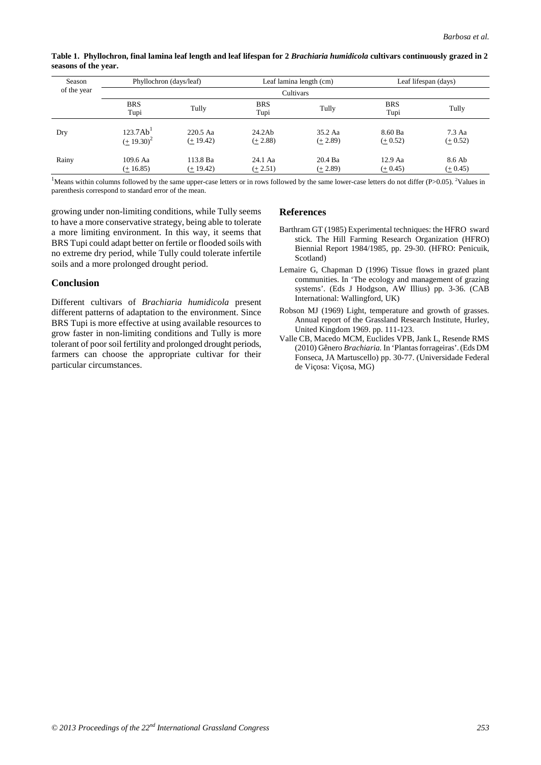**Table 1. Phyllochron, final lamina leaf length and leaf lifespan for 2 *Brachiaria humidicola* cultivars continuously grazed in 2 seasons of the year.**

| Season of the year | Phyllochron (days/leaf) | | Leaf lamina length (cm) | | Leaf lifespan (days) | |
|---|---|---|---|---|---|---|
| | Cultivars | | | | | |
| | BRS Tupi | Tully | BRS Tupi | Tully | BRS Tupi | Tully |
| Dry | 123.7Ab[1] (+ 19.30)[2] | 220.5 Aa (+ 19.42) | 24.2Ab (+ 2.88) | 35.2 Aa (+ 2.89) | 8.60 Ba (+ 0.52) | 7.3 Aa (+ 0.52) |
| Rainy | 109.6 Aa (+ 16.85) | 113.8 Ba (+ 19.42) | 24.1 Aa (+ 2.51) | 20.4 Ba (+ 2.89) | 12.9 Aa (+ 0.45) | 8.6 Ab (+ 0.45) |

[1]Means within columns followed by the same upper-case letters or in rows followed by the same lower-case letters do not differ ($P>0.05$). [2]Values in parenthesis correspond to standard error of the mean.

growing under non-limiting conditions, while Tully seems to have a more conservative strategy, being able to tolerate a more limiting environment. In this way, it seems that BRS Tupi could adapt better on fertile or flooded soils with no extreme dry period, while Tully could tolerate infertile soils and a more prolonged drought period.

## Conclusion

Different cultivars of *Brachiaria humidicola* present different patterns of adaptation to the environment. Since BRS Tupi is more effective at using available resources to grow faster in non-limiting conditions and Tully is more tolerant of poor soil fertility and prolonged drought periods, farmers can choose the appropriate cultivar for their particular circumstances.

## References

Barthram GT (1985) Experimental techniques: the HFRO sward stick. The Hill Farming Research Organization (HFRO) Biennial Report 1984/1985, pp. 29-30. (HFRO: Penicuik, Scotland)

Lemaire G, Chapman D (1996) Tissue flows in grazed plant communities. In 'The ecology and management of grazing systems'. (Eds J Hodgson, AW Illius) pp. 3-36. (CAB International: Wallingford, UK)

Robson MJ (1969) Light, temperature and growth of grasses. Annual report of the Grassland Research Institute, Hurley, United Kingdom 1969. pp. 111-123.

Valle CB, Macedo MCM, Euclides VPB, Jank L, Resende RMS (2010) Gênero *Brachiaria*. In 'Plantas forrageiras'. (Eds DM Fonseca, JA Martuscello) pp. 30-77. (Universidade Federal de Viçosa: Viçosa, MG)